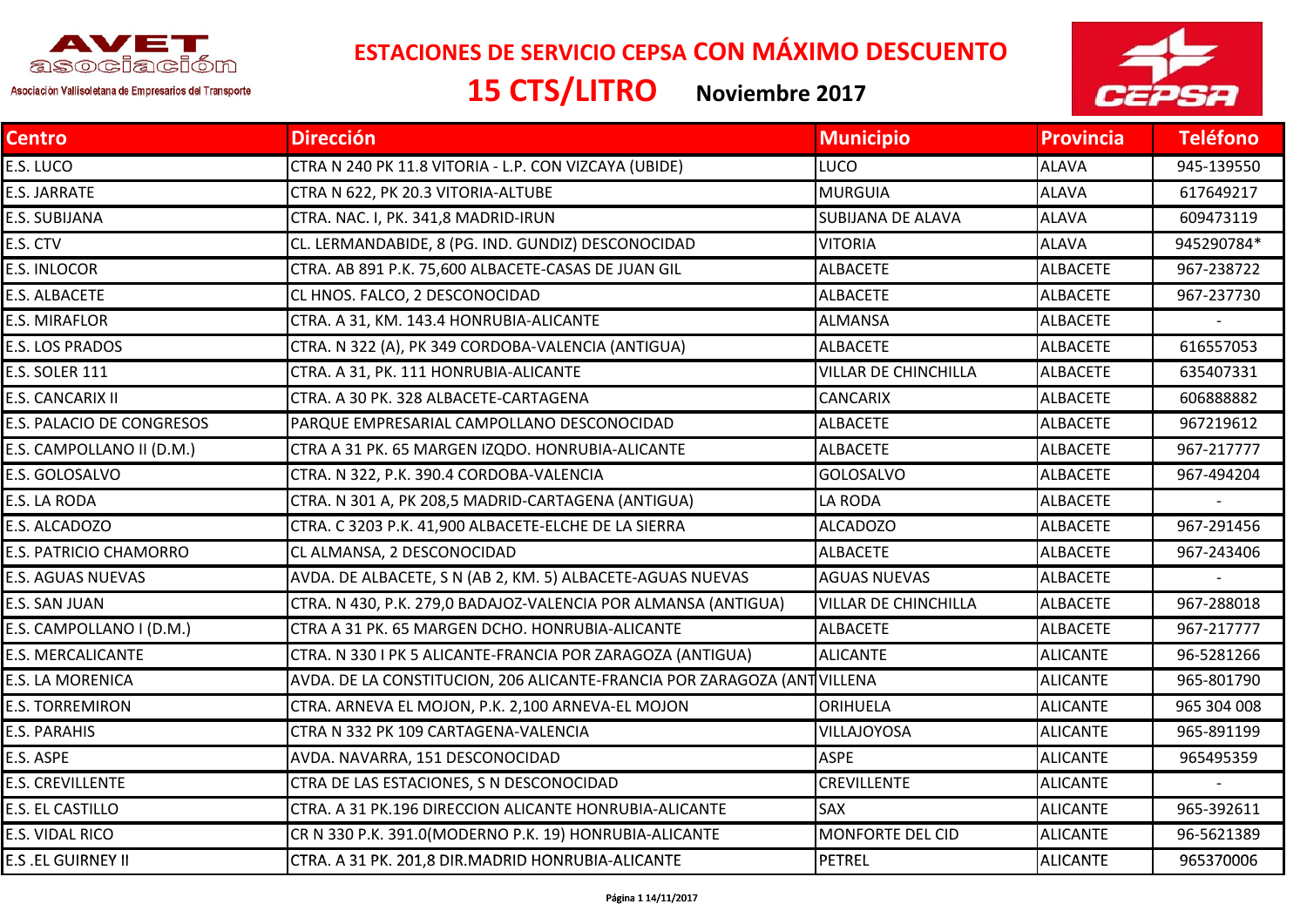AVET asociación

Asociación Vallisoletana de Empresarios del Transporte

# ESTACIONES DE SERVICIO CEPSA CON MÁXIMO DESCUENTO

## 15 CTS/LITRO **Noviembre 2017**

| Centro | Dirección | Municipio | Provincia | Teléfono |
|---|---|---|---|---|
| E.S. LUCO | CTRA N 240 PK 11.8 VITORIA - L.P. CON VIZCAYA (UBIDE) | LUCO | ALAVA | 945-139550 |
| E.S. JARRATE | CTRA N 622, PK 20.3 VITORIA-ALTUBE | MURGUIA | ALAVA | 617649217 |
| E.S. SUBIJANA | CTRA. NAC. I, PK. 341,8 MADRID-IRUN | SUBIJANA DE ALAVA | ALAVA | 609473119 |
| E.S. CTV | CL. LERMANDABIDE, 8 (PG. IND. GUNDIZ) DESCONOCIDAD | VITORIA | ALAVA | 945290784* |
| E.S. INLOCOR | CTRA. AB 891 P.K. 75,600 ALBACETE-CASAS DE JUAN GIL | ALBACETE | ALBACETE | 967-238722 |
| E.S. ALBACETE | CL HNOS. FALCO, 2 DESCONOCIDAD | ALBACETE | ALBACETE | 967-237730 |
| E.S. MIRAFLOR | CTRA. A 31, KM. 143.4 HONRUBIA-ALICANTE | ALMANSA | ALBACETE | - |
| E.S. LOS PRADOS | CTRA. N 322 (A), PK 349 CORDOBA-VALENCIA (ANTIGUA) | ALBACETE | ALBACETE | 616557053 |
| E.S. SOLER 111 | CTRA. A 31, PK. 111 HONRUBIA-ALICANTE | VILLAR DE CHINCHILLA | ALBACETE | 635407331 |
| E.S. CANCARIX II | CTRA. A 30 PK. 328 ALBACETE-CARTAGENA | CANCARIX | ALBACETE | 606888882 |
| E.S. PALACIO DE CONGRESOS | PARQUE EMPRESARIAL CAMPOLLANO DESCONOCIDAD | ALBACETE | ALBACETE | 967219612 |
| E.S. CAMPOLLANO II (D.M.) | CTRA A 31 PK. 65 MARGEN IZQDO. HONRUBIA-ALICANTE | ALBACETE | ALBACETE | 967-217777 |
| E.S. GOLOSALVO | CTRA. N 322, P.K. 390.4 CORDOBA-VALENCIA | GOLOSALVO | ALBACETE | 967-494204 |
| E.S. LA RODA | CTRA. N 301 A, PK 208,5 MADRID-CARTAGENA (ANTIGUA) | LA RODA | ALBACETE | - |
| E.S. ALCADOZO | CTRA. C 3203 P.K. 41,900 ALBACETE-ELCHE DE LA SIERRA | ALCADOZO | ALBACETE | 967-291456 |
| E.S. PATRICIO CHAMORRO | CL ALMANSA, 2 DESCONOCIDAD | ALBACETE | ALBACETE | 967-243406 |
| E.S. AGUAS NUEVAS | AVDA. DE ALBACETE, S N (AB 2, KM. 5) ALBACETE-AGUAS NUEVAS | AGUAS NUEVAS | ALBACETE | - |
| E.S. SAN JUAN | CTRA. N 430, P.K. 279,0 BADAJOZ-VALENCIA POR ALMANSA (ANTIGUA) | VILLAR DE CHINCHILLA | ALBACETE | 967-288018 |
| E.S. CAMPOLLANO I (D.M.) | CTRA A 31 PK. 65 MARGEN DCHO. HONRUBIA-ALICANTE | ALBACETE | ALBACETE | 967-217777 |
| E.S. MERCALICANTE | CTRA. N 330 I PK 5 ALICANTE-FRANCIA POR ZARAGOZA (ANTIGUA) | ALICANTE | ALICANTE | 96-5281266 |
| E.S. LA MORENICA | AVDA. DE LA CONSTITUCION, 206 ALICANTE-FRANCIA POR ZARAGOZA (ANT | VILLENA | ALICANTE | 965-801790 |
| E.S. TORREMIRON | CTRA. ARNEVA EL MOJON, P.K. 2,100 ARNEVA-EL MOJON | ORIHUELA | ALICANTE | 965 304 008 |
| E.S. PARAHIS | CTRA N 332 PK 109 CARTAGENA-VALENCIA | VILLAJOYOSA | ALICANTE | 965-891199 |
| E.S. ASPE | AVDA. NAVARRA, 151 DESCONOCIDAD | ASPE | ALICANTE | 965495359 |
| E.S. CREVILLENTE | CTRA DE LAS ESTACIONES, S N DESCONOCIDAD | CREVILLENTE | ALICANTE | - |
| E.S. EL CASTILLO | CTRA. A 31 PK.196 DIRECCION ALICANTE HONRUBIA-ALICANTE | SAX | ALICANTE | 965-392611 |
| E.S. VIDAL RICO | CR N 330 P.K. 391.0(MODERNO P.K. 19) HONRUBIA-ALICANTE | MONFORTE DEL CID | ALICANTE | 96-5621389 |
| E.S .EL GUIRNEY II | CTRA. A 31 PK. 201,8 DIR.MADRID HONRUBIA-ALICANTE | PETREL | ALICANTE | 965370006 |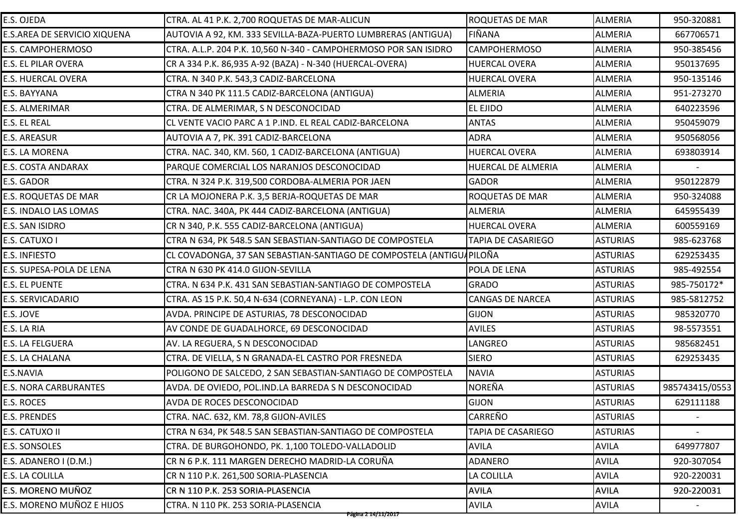| E.S. OJEDA | CTRA. AL 41 P.K. 2,700 ROQUETAS DE MAR-ALICUN | ROQUETAS DE MAR | ALMERIA | 950-320881 |
|---|---|---|---|---|
| E.S.AREA DE SERVICIO XIQUENA | AUTOVIA A 92, KM. 333 SEVILLA-BAZA-PUERTO LUMBRERAS (ANTIGUA) | FIÑANA | ALMERIA | 667706571 |
| E.S. CAMPOHERMOSO | CTRA. A.L.P. 204 P.K. 10,560 N-340 - CAMPOHERMOSO POR SAN ISIDRO | CAMPOHERMOSO | ALMERIA | 950-385456 |
| E.S. EL PILAR OVERA | CR A 334 P.K. 86,935 A-92 (BAZA) - N-340 (HUERCAL-OVERA) | HUERCAL OVERA | ALMERIA | 950137695 |
| E.S. HUERCAL OVERA | CTRA. N 340 P.K. 543,3 CADIZ-BARCELONA | HUERCAL OVERA | ALMERIA | 950-135146 |
| E.S. BAYYANA | CTRA N 340 PK 111.5 CADIZ-BARCELONA (ANTIGUA) | ALMERIA | ALMERIA | 951-273270 |
| E.S. ALMERIMAR | CTRA. DE ALMERIMAR, S N DESCONOCIDAD | EL EJIDO | ALMERIA | 640223596 |
| E.S. EL REAL | CL VENTE VACIO PARC A 1 P.IND. EL REAL CADIZ-BARCELONA | ANTAS | ALMERIA | 950459079 |
| E.S. AREASUR | AUTOVIA A 7, PK. 391 CADIZ-BARCELONA | ADRA | ALMERIA | 950568056 |
| E.S. LA MORENA | CTRA. NAC. 340, KM. 560, 1 CADIZ-BARCELONA (ANTIGUA) | HUERCAL OVERA | ALMERIA | 693803914 |
| E.S. COSTA ANDARAX | PARQUE COMERCIAL LOS NARANJOS DESCONOCIDAD | HUERCAL DE ALMERIA | ALMERIA | - |
| E.S. GADOR | CTRA. N 324 P.K. 319,500 CORDOBA-ALMERIA POR JAEN | GADOR | ALMERIA | 950122879 |
| E.S. ROQUETAS DE MAR | CR LA MOJONERA P.K. 3,5 BERJA-ROQUETAS DE MAR | ROQUETAS DE MAR | ALMERIA | 950-324088 |
| E.S. INDALO LAS LOMAS | CTRA. NAC. 340A, PK 444 CADIZ-BARCELONA (ANTIGUA) | ALMERIA | ALMERIA | 645955439 |
| E.S. SAN ISIDRO | CR N 340, P.K. 555 CADIZ-BARCELONA (ANTIGUA) | HUERCAL OVERA | ALMERIA | 600559169 |
| E.S. CATUXO I | CTRA N 634, PK 548.5 SAN SEBASTIAN-SANTIAGO DE COMPOSTELA | TAPIA DE CASARIEGO | ASTURIAS | 985-623768 |
| E.S. INFIESTO | CL COVADONGA, 37 SAN SEBASTIAN-SANTIAGO DE COMPOSTELA (ANTIGUA | PILOÑA | ASTURIAS | 629253435 |
| E.S. SUPESA-POLA DE LENA | CTRA N 630 PK 414.0 GIJON-SEVILLA | POLA DE LENA | ASTURIAS | 985-492554 |
| E.S. EL PUENTE | CTRA. N 634 P.K. 431 SAN SEBASTIAN-SANTIAGO DE COMPOSTELA | GRADO | ASTURIAS | 985-750172* |
| E.S. SERVICADARIO | CTRA. AS 15 P.K. 50,4 N-634 (CORNEYANA) - L.P. CON LEON | CANGAS DE NARCEA | ASTURIAS | 985-5812752 |
| E.S. JOVE | AVDA. PRINCIPE DE ASTURIAS, 78 DESCONOCIDAD | GIJON | ASTURIAS | 985320770 |
| E.S. LA RIA | AV CONDE DE GUADALHORCE, 69 DESCONOCIDAD | AVILES | ASTURIAS | 98-5573551 |
| E.S. LA FELGUERA | AV. LA REGUERA, S N DESCONOCIDAD | LANGREO | ASTURIAS | 985682451 |
| E.S. LA CHALANA | CTRA. DE VIELLA, S N GRANADA-EL CASTRO POR FRESNEDA | SIERO | ASTURIAS | 629253435 |
| E.S.NAVIA | POLIGONO DE SALCEDO, 2 SAN SEBASTIAN-SANTIAGO DE COMPOSTELA | NAVIA | ASTURIAS | |
| E.S. NORA CARBURANTES | AVDA. DE OVIEDO, POL.IND.LA BARREDA S N DESCONOCIDAD | NOREÑA | ASTURIAS | 985743415/0553 |
| E.S. ROCES | AVDA DE ROCES DESCONOCIDAD | GIJON | ASTURIAS | 629111188 |
| E.S. PRENDES | CTRA. NAC. 632, KM. 78,8 GIJON-AVILES | CARREÑO | ASTURIAS | - |
| E.S. CATUXO II | CTRA N 634, PK 548.5 SAN SEBASTIAN-SANTIAGO DE COMPOSTELA | TAPIA DE CASARIEGO | ASTURIAS | - |
| E.S. SONSOLES | CTRA. DE BURGOHONDO, PK. 1,100 TOLEDO-VALLADOLID | AVILA | AVILA | 649977807 |
| E.S. ADANERO I (D.M.) | CR N 6 P.K. 111 MARGEN DERECHO MADRID-LA CORUÑA | ADANERO | AVILA | 920-307054 |
| E.S. LA COLILLA | CR N 110 P.K. 261,500 SORIA-PLASENCIA | LA COLILLA | AVILA | 920-220031 |
| E.S. MORENO MUÑOZ | CR N 110 P.K. 253 SORIA-PLASENCIA | AVILA | AVILA | 920-220031 |
| E.S. MORENO MUÑOZ E HIJOS | CTRA. N 110 PK. 253 SORIA-PLASENCIA | AVILA | AVILA | - |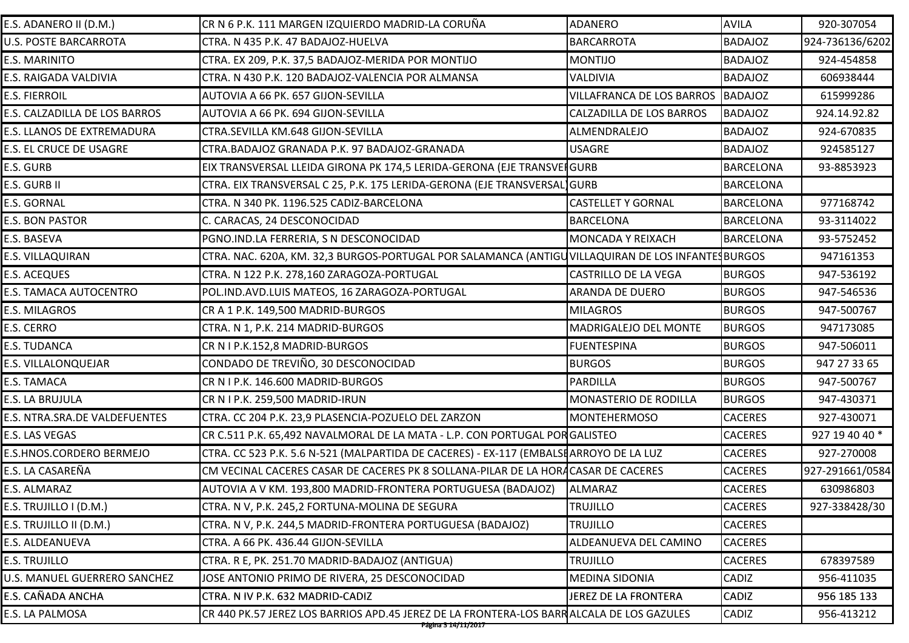| | | | | |
|---|---|---|---|---|
| E.S. ADANERO II (D.M.) | CR N 6 P.K. 111 MARGEN IZQUIERDO MADRID-LA CORUÑA | ADANERO | AVILA | 920-307054 |
| U.S. POSTE BARCARROTA | CTRA. N 435 P.K. 47 BADAJOZ-HUELVA | BARCARROTA | BADAJOZ | 924-736136/6202 |
| E.S. MARINITO | CTRA. EX 209, P.K. 37,5 BADAJOZ-MERIDA POR MONTIJO | MONTIJO | BADAJOZ | 924-454858 |
| E.S. RAIGADA VALDIVIA | CTRA. N 430 P.K. 120 BADAJOZ-VALENCIA POR ALMANSA | VALDIVIA | BADAJOZ | 606938444 |
| E.S. FIERROIL | AUTOVIA A 66 PK. 657 GIJON-SEVILLA | VILLAFRANCA DE LOS BARROS | BADAJOZ | 615999286 |
| E.S. CALZADILLA DE LOS BARROS | AUTOVIA A 66 PK. 694 GIJON-SEVILLA | CALZADILLA DE LOS BARROS | BADAJOZ | 924.14.92.82 |
| E.S. LLANOS DE EXTREMADURA | CTRA.SEVILLA KM.648 GIJON-SEVILLA | ALMENDRALEJO | BADAJOZ | 924-670835 |
| E.S. EL CRUCE DE USAGRE | CTRA.BADAJOZ GRANADA P.K. 97 BADAJOZ-GRANADA | USAGRE | BADAJOZ | 924585127 |
| E.S. GURB | EIX TRANSVERSAL LLEIDA GIRONA PK 174,5 LERIDA-GERONA (EJE TRANSVEI | GURB | BARCELONA | 93-8853923 |
| E.S. GURB II | CTRA. EIX TRANSVERSAL C 25, P.K. 175 LERIDA-GERONA (EJE TRANSVERSAL) | GURB | BARCELONA | |
| E.S. GORNAL | CTRA. N 340 PK. 1196.525 CADIZ-BARCELONA | CASTELLET Y GORNAL | BARCELONA | 977168742 |
| E.S. BON PASTOR | C. CARACAS, 24 DESCONOCIDAD | BARCELONA | BARCELONA | 93-3114022 |
| E.S. BASEVA | PGNO.IND.LA FERRERIA, S N DESCONOCIDAD | MONCADA Y REIXACH | BARCELONA | 93-5752452 |
| E.S. VILLAQUIRAN | CTRA. NAC. 620A, KM. 32,3 BURGOS-PORTUGAL POR SALAMANCA (ANTIGU | VILLAQUIRAN DE LOS INFANTES | BURGOS | 947161353 |
| E.S. ACEQUES | CTRA. N 122 P.K. 278,160 ZARAGOZA-PORTUGAL | CASTRILLO DE LA VEGA | BURGOS | 947-536192 |
| E.S. TAMACA AUTOCENTRO | POL.IND.AVD.LUIS MATEOS, 16 ZARAGOZA-PORTUGAL | ARANDA DE DUERO | BURGOS | 947-546536 |
| E.S. MILAGROS | CR A 1 P.K. 149,500 MADRID-BURGOS | MILAGROS | BURGOS | 947-500767 |
| E.S. CERRO | CTRA. N 1, P.K. 214 MADRID-BURGOS | MADRIGALEJO DEL MONTE | BURGOS | 947173085 |
| E.S. TUDANCA | CR N I P.K.152,8 MADRID-BURGOS | FUENTESPINA | BURGOS | 947-506011 |
| E.S. VILLALONQUEJAR | CONDADO DE TREVIÑO, 30 DESCONOCIDAD | BURGOS | BURGOS | 947 27 33 65 |
| E.S. TAMACA | CR N I P.K. 146.600 MADRID-BURGOS | PARDILLA | BURGOS | 947-500767 |
| E.S. LA BRUJULA | CR N I P.K. 259,500 MADRID-IRUN | MONASTERIO DE RODILLA | BURGOS | 947-430371 |
| E.S. NTRA.SRA.DE VALDEFUENTES | CTRA. CC 204 P.K. 23,9 PLASENCIA-POZUELO DEL ZARZON | MONTEHERMOSO | CACERES | 927-430071 |
| E.S. LAS VEGAS | CR C.511 P.K. 65,492 NAVALMORAL DE LA MATA - L.P. CON PORTUGAL POR | GALISTEO | CACERES | 927 19 40 40 * |
| E.S.HNOS.CORDERO BERMEJO | CTRA. CC 523 P.K. 5.6 N-521 (MALPARTIDA DE CACERES) - EX-117 (EMBALSE | ARROYO DE LA LUZ | CACERES | 927-270008 |
| E.S. LA CASAREÑA | CM VECINAL CACERES CASAR DE CACERES PK 8 SOLLANA-PILAR DE LA HORA | CASAR DE CACERES | CACERES | 927-291661/0584 |
| E.S. ALMARAZ | AUTOVIA A V KM. 193,800 MADRID-FRONTERA PORTUGUESA (BADAJOZ) | ALMARAZ | CACERES | 630986803 |
| E.S. TRUJILLO I (D.M.) | CTRA. N V, P.K. 245,2 FORTUNA-MOLINA DE SEGURA | TRUJILLO | CACERES | 927-338428/30 |
| E.S. TRUJILLO II (D.M.) | CTRA. N V, P.K. 244,5 MADRID-FRONTERA PORTUGUESA (BADAJOZ) | TRUJILLO | CACERES | |
| E.S. ALDEANUEVA | CTRA. A 66 PK. 436.44 GIJON-SEVILLA | ALDEANUEVA DEL CAMINO | CACERES | |
| E.S. TRUJILLO | CTRA. R E, PK. 251.70 MADRID-BADAJOZ (ANTIGUA) | TRUJILLO | CACERES | 678397589 |
| U.S. MANUEL GUERRERO SANCHEZ | JOSE ANTONIO PRIMO DE RIVERA, 25 DESCONOCIDAD | MEDINA SIDONIA | CADIZ | 956-411035 |
| E.S. CAÑADA ANCHA | CTRA. N IV P.K. 632 MADRID-CADIZ | JEREZ DE LA FRONTERA | CADIZ | 956 185 133 |
| E.S. LA PALMOSA | CR 440 PK.57 JEREZ LOS BARRIOS APD.45 JEREZ DE LA FRONTERA-LOS BARR | ALCALA DE LOS GAZULES | CADIZ | 956-413212 |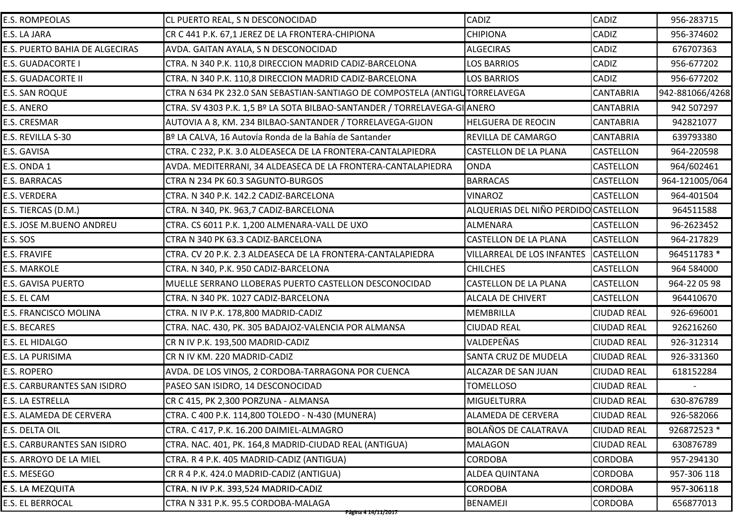| | | | | |
|---|---|---|---|---|
| E.S. ROMPEOLAS | CL PUERTO REAL, S N DESCONOCIDAD | CADIZ | CADIZ | 956-283715 |
| E.S. LA JARA | CR C 441 P.K. 67,1 JEREZ DE LA FRONTERA-CHIPIONA | CHIPIONA | CADIZ | 956-374602 |
| E.S. PUERTO BAHIA DE ALGECIRAS | AVDA. GAITAN AYALA, S N DESCONOCIDAD | ALGECIRAS | CADIZ | 676707363 |
| E.S. GUADACORTE I | CTRA. N 340 P.K. 110,8 DIRECCION MADRID CADIZ-BARCELONA | LOS BARRIOS | CADIZ | 956-677202 |
| E.S. GUADACORTE II | CTRA. N 340 P.K. 110,8 DIRECCION MADRID CADIZ-BARCELONA | LOS BARRIOS | CADIZ | 956-677202 |
| E.S. SAN ROQUE | CTRA N 634 PK 232.0 SAN SEBASTIAN-SANTIAGO DE COMPOSTELA (ANTIGU | TORRELAVEGA | CANTABRIA | 942-881066/4268 |
| E.S. ANERO | CTRA. SV 4303 P.K. 1,5 Bº LA SOTA BILBAO-SANTANDER / TORRELAVEGA-GI | ANERO | CANTABRIA | 942 507297 |
| E.S. CRESMAR | AUTOVIA A 8, KM. 234 BILBAO-SANTANDER / TORRELAVEGA-GIJON | HELGUERA DE REOCIN | CANTABRIA | 942821077 |
| E.S. REVILLA S-30 | Bº LA CALVA, 16 Autovía Ronda de la Bahía de Santander | REVILLA DE CAMARGO | CANTABRIA | 639793380 |
| E.S. GAVISA | CTRA. C 232, P.K. 3.0 ALDEASECA DE LA FRONTERA-CANTALAPIEDRA | CASTELLON DE LA PLANA | CASTELLON | 964-220598 |
| E.S. ONDA 1 | AVDA. MEDITERRANI, 34 ALDEASECA DE LA FRONTERA-CANTALAPIEDRA | ONDA | CASTELLON | 964/602461 |
| E.S. BARRACAS | CTRA N 234 PK 60.3 SAGUNTO-BURGOS | BARRACAS | CASTELLON | 964-121005/064 |
| E.S. VERDERA | CTRA. N 340 P.K. 142.2 CADIZ-BARCELONA | VINAROZ | CASTELLON | 964-401504 |
| E.S. TIERCAS (D.M.) | CTRA. N 340, PK. 963,7 CADIZ-BARCELONA | ALQUERIAS DEL NIÑO PERDIDO | CASTELLON | 964511588 |
| E.S. JOSE M.BUENO ANDREU | CTRA. CS 6011 P.K. 1,200 ALMENARA-VALL DE UXO | ALMENARA | CASTELLON | 96-2623452 |
| E.S. SOS | CTRA N 340 PK 63.3 CADIZ-BARCELONA | CASTELLON DE LA PLANA | CASTELLON | 964-217829 |
| E.S. FRAVIFE | CTRA. CV 20 P.K. 2.3 ALDEASECA DE LA FRONTERA-CANTALAPIEDRA | VILLARREAL DE LOS INFANTES | CASTELLON | 964511783 * |
| E.S. MARKOLE | CTRA. N 340, P.K. 950 CADIZ-BARCELONA | CHILCHES | CASTELLON | 964 584000 |
| E.S. GAVISA PUERTO | MUELLE SERRANO LLOBERAS PUERTO CASTELLON DESCONOCIDAD | CASTELLON DE LA PLANA | CASTELLON | 964-22 05 98 |
| E.S. EL CAM | CTRA. N 340 PK. 1027 CADIZ-BARCELONA | ALCALA DE CHIVERT | CASTELLON | 964410670 |
| E.S. FRANCISCO MOLINA | CTRA. N IV P.K. 178,800 MADRID-CADIZ | MEMBRILLA | CIUDAD REAL | 926-696001 |
| E.S. BECARES | CTRA. NAC. 430, PK. 305 BADAJOZ-VALENCIA POR ALMANSA | CIUDAD REAL | CIUDAD REAL | 926216260 |
| E.S. EL HIDALGO | CR N IV P.K. 193,500 MADRID-CADIZ | VALDEPEÑAS | CIUDAD REAL | 926-312314 |
| E.S. LA PURISIMA | CR N IV KM. 220 MADRID-CADIZ | SANTA CRUZ DE MUDELA | CIUDAD REAL | 926-331360 |
| E.S. ROPERO | AVDA. DE LOS VINOS, 2 CORDOBA-TARRAGONA POR CUENCA | ALCAZAR DE SAN JUAN | CIUDAD REAL | 618152284 |
| E.S. CARBURANTES SAN ISIDRO | PASEO SAN ISIDRO, 14 DESCONOCIDAD | TOMELLOSO | CIUDAD REAL | - |
| E.S. LA ESTRELLA | CR C 415, PK 2,300 PORZUNA - ALMANSA | MIGUELTURRA | CIUDAD REAL | 630-876789 |
| E.S. ALAMEDA DE CERVERA | CTRA. C 400 P.K. 114,800 TOLEDO - N-430 (MUNERA) | ALAMEDA DE CERVERA | CIUDAD REAL | 926-582066 |
| E.S. DELTA OIL | CTRA. C 417, P.K. 16.200 DAIMIEL-ALMAGRO | BOLAÑOS DE CALATRAVA | CIUDAD REAL | 926872523 * |
| E.S. CARBURANTES SAN ISIDRO | CTRA. NAC. 401, PK. 164,8 MADRID-CIUDAD REAL (ANTIGUA) | MALAGON | CIUDAD REAL | 630876789 |
| E.S. ARROYO DE LA MIEL | CTRA. R 4 P.K. 405 MADRID-CADIZ (ANTIGUA) | CORDOBA | CORDOBA | 957-294130 |
| E.S. MESEGO | CR R 4 P.K. 424.0 MADRID-CADIZ (ANTIGUA) | ALDEA QUINTANA | CORDOBA | 957-306 118 |
| E.S. LA MEZQUITA | CTRA. N IV P.K. 393,524 MADRID-CADIZ | CORDOBA | CORDOBA | 957-306118 |
| E.S. EL BERROCAL | CTRA N 331 P.K. 95.5 CORDOBA-MALAGA | BENAMEJI | CORDOBA | 656877013 |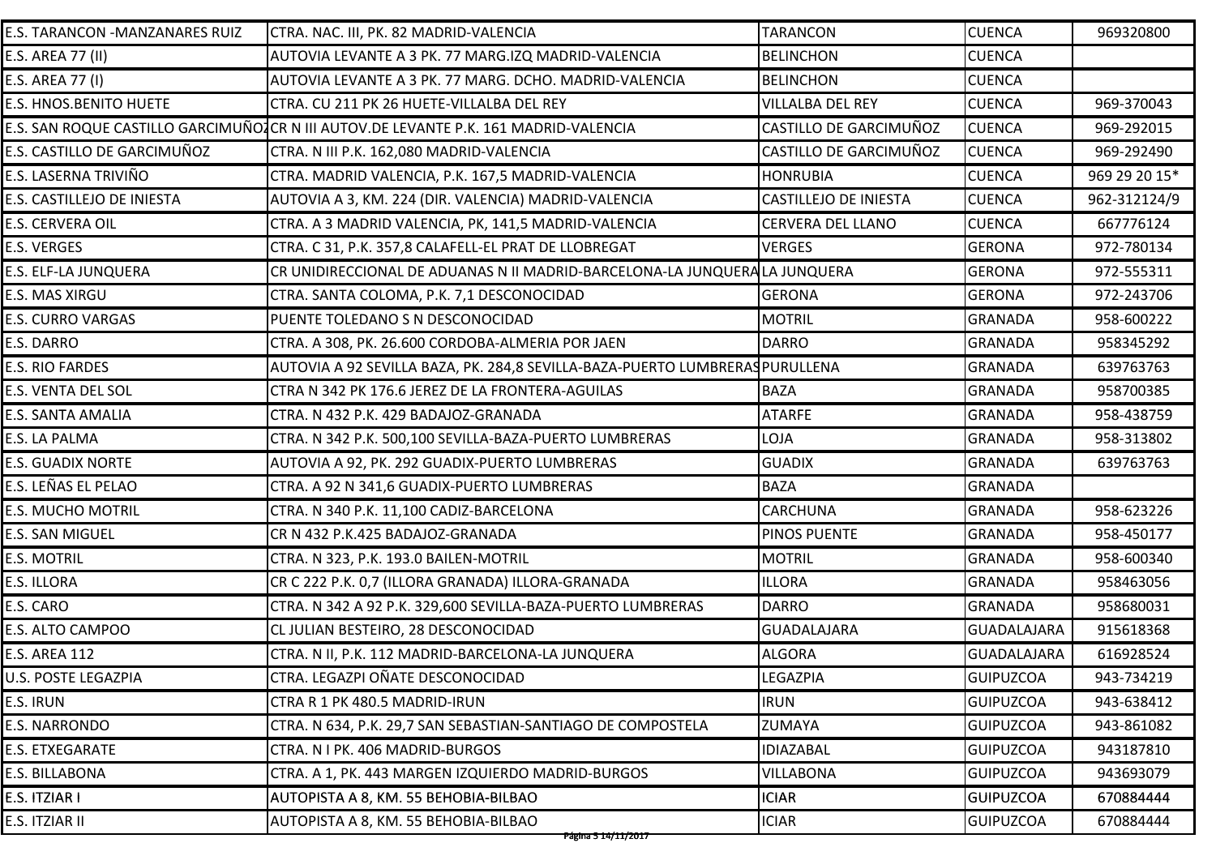| E.S. TARANCON -MANZANARES RUIZ | CTRA. NAC. III, PK. 82 MADRID-VALENCIA | TARANCON | CUENCA | 969320800 |
|---|---|---|---|---|
| E.S. AREA 77 (II) | AUTOVIA LEVANTE A 3 PK. 77 MARG.IZQ MADRID-VALENCIA | BELINCHON | CUENCA | |
| E.S. AREA 77 (I) | AUTOVIA LEVANTE A 3 PK. 77 MARG. DCHO. MADRID-VALENCIA | BELINCHON | CUENCA | |
| E.S. HNOS.BENITO HUETE | CTRA. CU 211 PK 26 HUETE-VILLALBA DEL REY | VILLALBA DEL REY | CUENCA | 969-370043 |
| E.S. SAN ROQUE CASTILLO GARCIMUÑOZ | CR N III AUTOV.DE LEVANTE P.K. 161 MADRID-VALENCIA | CASTILLO DE GARCIMUÑOZ | CUENCA | 969-292015 |
| E.S. CASTILLO DE GARCIMUÑOZ | CTRA. N III P.K. 162,080 MADRID-VALENCIA | CASTILLO DE GARCIMUÑOZ | CUENCA | 969-292490 |
| E.S. LASERNA TRIVIÑO | CTRA. MADRID VALENCIA, P.K. 167,5 MADRID-VALENCIA | HONRUBIA | CUENCA | 969 29 20 15* |
| E.S. CASTILLEJO DE INIESTA | AUTOVIA A 3, KM. 224 (DIR. VALENCIA) MADRID-VALENCIA | CASTILLEJO DE INIESTA | CUENCA | 962-312124/9 |
| E.S. CERVERA OIL | CTRA. A 3 MADRID VALENCIA, PK, 141,5 MADRID-VALENCIA | CERVERA DEL LLANO | CUENCA | 667776124 |
| E.S. VERGES | CTRA. C 31, P.K. 357,8 CALAFELL-EL PRAT DE LLOBREGAT | VERGES | GERONA | 972-780134 |
| E.S. ELF-LA JUNQUERA | CR UNIDIRECCIONAL DE ADUANAS N II MADRID-BARCELONA-LA JUNQUERA | LA JUNQUERA | GERONA | 972-555311 |
| E.S. MAS XIRGU | CTRA. SANTA COLOMA, P.K. 7,1 DESCONOCIDAD | GERONA | GERONA | 972-243706 |
| E.S. CURRO VARGAS | PUENTE TOLEDANO S N DESCONOCIDAD | MOTRIL | GRANADA | 958-600222 |
| E.S. DARRO | CTRA. A 308, PK. 26.600 CORDOBA-ALMERIA POR JAEN | DARRO | GRANADA | 958345292 |
| E.S. RIO FARDES | AUTOVIA A 92 SEVILLA BAZA, PK. 284,8 SEVILLA-BAZA-PUERTO LUMBRERAS | PURULLENA | GRANADA | 639763763 |
| E.S. VENTA DEL SOL | CTRA N 342 PK 176.6 JEREZ DE LA FRONTERA-AGUILAS | BAZA | GRANADA | 958700385 |
| E.S. SANTA AMALIA | CTRA. N 432 P.K. 429 BADAJOZ-GRANADA | ATARFE | GRANADA | 958-438759 |
| E.S. LA PALMA | CTRA. N 342 P.K. 500,100 SEVILLA-BAZA-PUERTO LUMBRERAS | LOJA | GRANADA | 958-313802 |
| E.S. GUADIX NORTE | AUTOVIA A 92, PK. 292 GUADIX-PUERTO LUMBRERAS | GUADIX | GRANADA | 639763763 |
| E.S. LEÑAS EL PELAO | CTRA. A 92 N 341,6 GUADIX-PUERTO LUMBRERAS | BAZA | GRANADA | |
| E.S. MUCHO MOTRIL | CTRA. N 340 P.K. 11,100 CADIZ-BARCELONA | CARCHUNA | GRANADA | 958-623226 |
| E.S. SAN MIGUEL | CR N 432 P.K.425 BADAJOZ-GRANADA | PINOS PUENTE | GRANADA | 958-450177 |
| E.S. MOTRIL | CTRA. N 323, P.K. 193.0 BAILEN-MOTRIL | MOTRIL | GRANADA | 958-600340 |
| E.S. ILLORA | CR C 222 P.K. 0,7 (ILLORA GRANADA) ILLORA-GRANADA | ILLORA | GRANADA | 958463056 |
| E.S. CARO | CTRA. N 342 A 92 P.K. 329,600 SEVILLA-BAZA-PUERTO LUMBRERAS | DARRO | GRANADA | 958680031 |
| E.S. ALTO CAMPOO | CL JULIAN BESTEIRO, 28 DESCONOCIDAD | GUADALAJARA | GUADALAJARA | 915618368 |
| E.S. AREA 112 | CTRA. N II, P.K. 112 MADRID-BARCELONA-LA JUNQUERA | ALGORA | GUADALAJARA | 616928524 |
| U.S. POSTE LEGAZPIA | CTRA. LEGAZPI OÑATE DESCONOCIDAD | LEGAZPIA | GUIPUZCOA | 943-734219 |
| E.S. IRUN | CTRA R 1 PK 480.5 MADRID-IRUN | IRUN | GUIPUZCOA | 943-638412 |
| E.S. NARRONDO | CTRA. N 634, P.K. 29,7 SAN SEBASTIAN-SANTIAGO DE COMPOSTELA | ZUMAYA | GUIPUZCOA | 943-861082 |
| E.S. ETXEGARATE | CTRA. N I PK. 406 MADRID-BURGOS | IDIAZABAL | GUIPUZCOA | 943187810 |
| E.S. BILLABONA | CTRA. A 1, PK. 443 MARGEN IZQUIERDO MADRID-BURGOS | VILLABONA | GUIPUZCOA | 943693079 |
| E.S. ITZIAR I | AUTOPISTA A 8, KM. 55 BEHOBIA-BILBAO | ICIAR | GUIPUZCOA | 670884444 |
| E.S. ITZIAR II | AUTOPISTA A 8, KM. 55 BEHOBIA-BILBAO | ICIAR | GUIPUZCOA | 670884444 |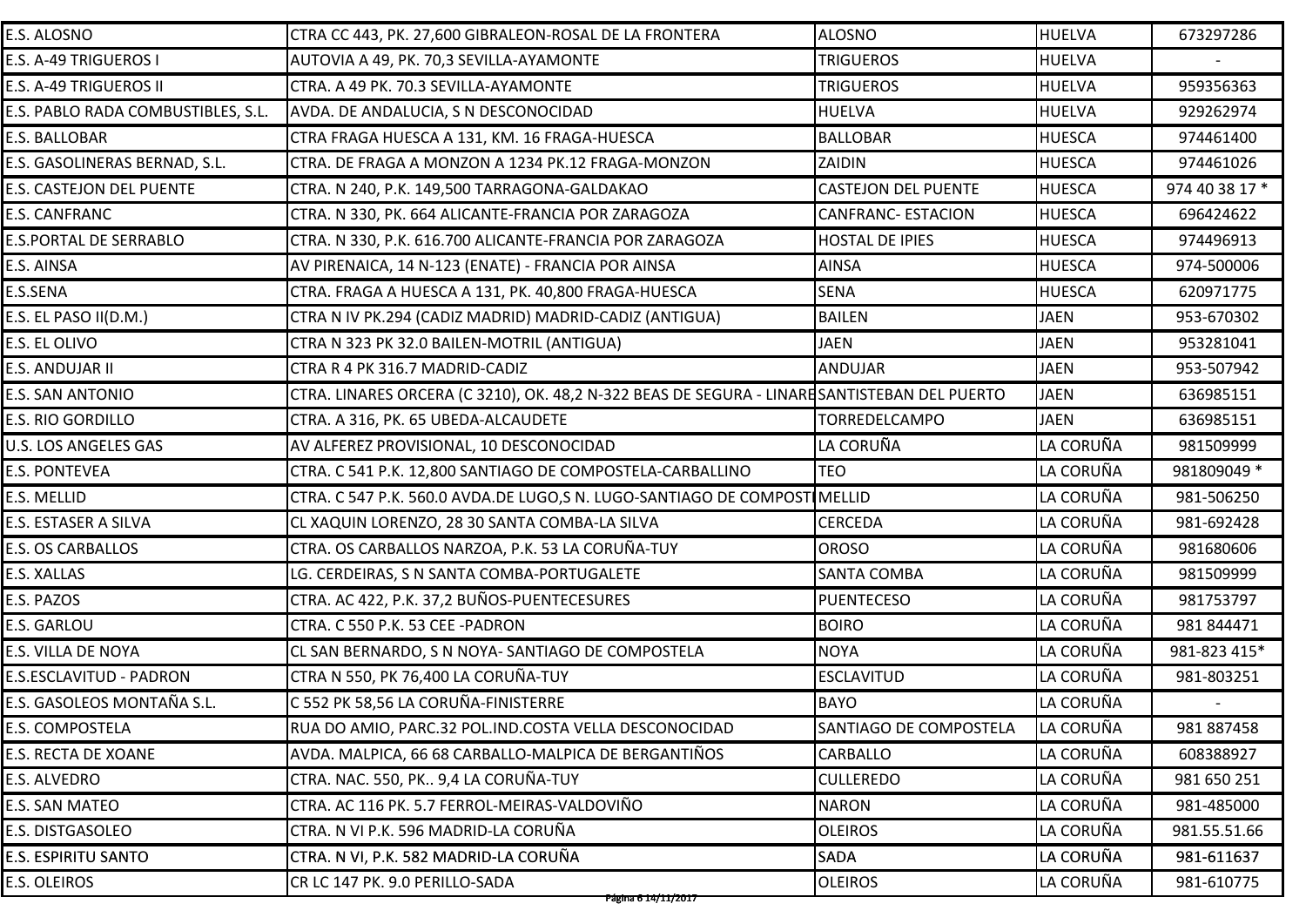| | | | | |
|---|---|---|---|---|
| E.S. ALOSNO | CTRA CC 443, PK. 27,600 GIBRALEON-ROSAL DE LA FRONTERA | ALOSNO | HUELVA | 673297286 |
| E.S. A-49 TRIGUEROS I | AUTOVIA A 49, PK. 70,3 SEVILLA-AYAMONTE | TRIGUEROS | HUELVA | - |
| E.S. A-49 TRIGUEROS II | CTRA. A 49 PK. 70.3 SEVILLA-AYAMONTE | TRIGUEROS | HUELVA | 959356363 |
| E.S. PABLO RADA COMBUSTIBLES, S.L. | AVDA. DE ANDALUCIA, S N DESCONOCIDAD | HUELVA | HUELVA | 929262974 |
| E.S. BALLOBAR | CTRA FRAGA HUESCA A 131, KM. 16 FRAGA-HUESCA | BALLOBAR | HUESCA | 974461400 |
| E.S. GASOLINERAS BERNAD, S.L. | CTRA. DE FRAGA A MONZON A 1234 PK.12 FRAGA-MONZON | ZAIDIN | HUESCA | 974461026 |
| E.S. CASTEJON DEL PUENTE | CTRA. N 240, P.K. 149,500 TARRAGONA-GALDAKAO | CASTEJON DEL PUENTE | HUESCA | 974 40 38 17 * |
| E.S. CANFRANC | CTRA. N 330, PK. 664 ALICANTE-FRANCIA POR ZARAGOZA | CANFRANC- ESTACION | HUESCA | 696424622 |
| E.S.PORTAL DE SERRABLO | CTRA. N 330, P.K. 616.700 ALICANTE-FRANCIA POR ZARAGOZA | HOSTAL DE IPIES | HUESCA | 974496913 |
| E.S. AINSA | AV PIRENAICA, 14 N-123 (ENATE) - FRANCIA POR AINSA | AINSA | HUESCA | 974-500006 |
| E.S.SENA | CTRA. FRAGA A HUESCA A 131, PK. 40,800 FRAGA-HUESCA | SENA | HUESCA | 620971775 |
| E.S. EL PASO II(D.M.) | CTRA N IV PK.294 (CADIZ MADRID) MADRID-CADIZ (ANTIGUA) | BAILEN | JAEN | 953-670302 |
| E.S. EL OLIVO | CTRA N 323 PK 32.0 BAILEN-MOTRIL (ANTIGUA) | JAEN | JAEN | 953281041 |
| E.S. ANDUJAR II | CTRA R 4 PK 316.7 MADRID-CADIZ | ANDUJAR | JAEN | 953-507942 |
| E.S. SAN ANTONIO | CTRA. LINARES ORCERA (C 3210), OK. 48,2 N-322 BEAS DE SEGURA - LINARE | SANTISTEBAN DEL PUERTO | JAEN | 636985151 |
| E.S. RIO GORDILLO | CTRA. A 316, PK. 65 UBEDA-ALCAUDETE | TORREDELCAMPO | JAEN | 636985151 |
| U.S. LOS ANGELES GAS | AV ALFEREZ PROVISIONAL, 10 DESCONOCIDAD | LA CORUÑA | LA CORUÑA | 981509999 |
| E.S. PONTEVEA | CTRA. C 541 P.K. 12,800 SANTIAGO DE COMPOSTELA-CARBALLINO | TEO | LA CORUÑA | 981809049 * |
| E.S. MELLID | CTRA. C 547 P.K. 560.0 AVDA.DE LUGO,S N. LUGO-SANTIAGO DE COMPOST | MELLID | LA CORUÑA | 981-506250 |
| E.S. ESTASER A SILVA | CL XAQUIN LORENZO, 28 30 SANTA COMBA-LA SILVA | CERCEDA | LA CORUÑA | 981-692428 |
| E.S. OS CARBALLOS | CTRA. OS CARBALLOS NARZOA, P.K. 53 LA CORUÑA-TUY | OROSO | LA CORUÑA | 981680606 |
| E.S. XALLAS | LG. CERDEIRAS, S N SANTA COMBA-PORTUGALETE | SANTA COMBA | LA CORUÑA | 981509999 |
| E.S. PAZOS | CTRA. AC 422, P.K. 37,2 BUÑOS-PUENTECESURES | PUENTECESO | LA CORUÑA | 981753797 |
| E.S. GARLOU | CTRA. C 550 P.K. 53 CEE -PADRON | BOIRO | LA CORUÑA | 981 844471 |
| E.S. VILLA DE NOYA | CL SAN BERNARDO, S N NOYA- SANTIAGO DE COMPOSTELA | NOYA | LA CORUÑA | 981-823 415* |
| E.S.ESCLAVITUD - PADRON | CTRA N 550, PK 76,400 LA CORUÑA-TUY | ESCLAVITUD | LA CORUÑA | 981-803251 |
| E.S. GASOLEOS MONTAÑA S.L. | C 552 PK 58,56 LA CORUÑA-FINISTERRE | BAYO | LA CORUÑA | - |
| E.S. COMPOSTELA | RUA DO AMIO, PARC.32 POL.IND.COSTA VELLA DESCONOCIDAD | SANTIAGO DE COMPOSTELA | LA CORUÑA | 981 887458 |
| E.S. RECTA DE XOANE | AVDA. MALPICA, 66 68 CARBALLO-MALPICA DE BERGANTIÑOS | CARBALLO | LA CORUÑA | 608388927 |
| E.S. ALVEDRO | CTRA. NAC. 550, PK.. 9,4 LA CORUÑA-TUY | CULLEREDO | LA CORUÑA | 981 650 251 |
| E.S. SAN MATEO | CTRA. AC 116 PK. 5.7 FERROL-MEIRAS-VALDOVIÑO | NARON | LA CORUÑA | 981-485000 |
| E.S. DISTGASOLEO | CTRA. N VI P.K. 596 MADRID-LA CORUÑA | OLEIROS | LA CORUÑA | 981.55.51.66 |
| E.S. ESPIRITU SANTO | CTRA. N VI, P.K. 582 MADRID-LA CORUÑA | SADA | LA CORUÑA | 981-611637 |
| E.S. OLEIROS | CR LC 147 PK. 9.0 PERILLO-SADA | OLEIROS | LA CORUÑA | 981-610775 |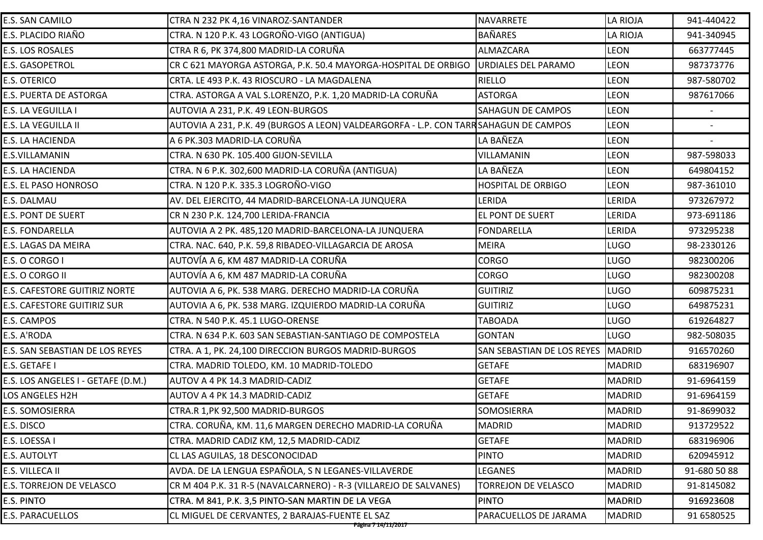| | | | | |
|---|---|---|---|---|
| E.S. SAN CAMILO | CTRA N 232 PK 4,16 VINAROZ-SANTANDER | NAVARRETE | LA RIOJA | 941-440422 |
| E.S. PLACIDO RIAÑO | CTRA. N 120 P.K. 43 LOGROÑO-VIGO (ANTIGUA) | BAÑARES | LA RIOJA | 941-340945 |
| E.S. LOS ROSALES | CTRA R 6, PK 374,800 MADRID-LA CORUÑA | ALMAZCARA | LEON | 663777445 |
| E.S. GASOPETROL | CR C 621 MAYORGA ASTORGA, P.K. 50.4 MAYORGA-HOSPITAL DE ORBIGO | URDIALES DEL PARAMO | LEON | 987373776 |
| E.S. OTERICO | CRTA. LE 493 P.K. 43 RIOSCURO - LA MAGDALENA | RIELLO | LEON | 987-580702 |
| E.S. PUERTA DE ASTORGA | CTRA. ASTORGA A VAL S.LORENZO, P.K. 1,20 MADRID-LA CORUÑA | ASTORGA | LEON | 987617066 |
| E.S. LA VEGUILLA I | AUTOVIA A 231, P.K. 49 LEON-BURGOS | SAHAGUN DE CAMPOS | LEON | - |
| E.S. LA VEGUILLA II | AUTOVIA A 231, P.K. 49 (BURGOS A LEON) VALDEARGORFA - L.P. CON TARR | SAHAGUN DE CAMPOS | LEON | - |
| E.S. LA HACIENDA | A 6 PK.303 MADRID-LA CORUÑA | LA BAÑEZA | LEON | - |
| E.S.VILLAMANIN | CTRA. N 630 PK. 105.400 GIJON-SEVILLA | VILLAMANIN | LEON | 987-598033 |
| E.S. LA HACIENDA | CTRA. N 6 P.K. 302,600 MADRID-LA CORUÑA (ANTIGUA) | LA BAÑEZA | LEON | 649804152 |
| E.S. EL PASO HONROSO | CTRA. N 120 P.K. 335.3 LOGROÑO-VIGO | HOSPITAL DE ORBIGO | LEON | 987-361010 |
| E.S. DALMAU | AV. DEL EJERCITO, 44 MADRID-BARCELONA-LA JUNQUERA | LERIDA | LERIDA | 973267972 |
| E.S. PONT DE SUERT | CR N 230 P.K. 124,700 LERIDA-FRANCIA | EL PONT DE SUERT | LERIDA | 973-691186 |
| E.S. FONDARELLA | AUTOVIA A 2 PK. 485,120 MADRID-BARCELONA-LA JUNQUERA | FONDARELLA | LERIDA | 973295238 |
| E.S. LAGAS DA MEIRA | CTRA. NAC. 640, P.K. 59,8 RIBADEO-VILLAGARCIA DE AROSA | MEIRA | LUGO | 98-2330126 |
| E.S. O CORGO I | AUTOVÍA A 6, KM 487 MADRID-LA CORUÑA | CORGO | LUGO | 982300206 |
| E.S. O CORGO II | AUTOVÍA A 6, KM 487 MADRID-LA CORUÑA | CORGO | LUGO | 982300208 |
| E.S. CAFESTORE GUITIRIZ NORTE | AUTOVIA A 6, PK. 538 MARG. DERECHO MADRID-LA CORUÑA | GUITIRIZ | LUGO | 609875231 |
| E.S. CAFESTORE GUITIRIZ SUR | AUTOVIA A 6, PK. 538 MARG. IZQUIERDO MADRID-LA CORUÑA | GUITIRIZ | LUGO | 649875231 |
| E.S. CAMPOS | CTRA. N 540 P.K. 45.1 LUGO-ORENSE | TABOADA | LUGO | 619264827 |
| E.S. A'RODA | CTRA. N 634 P.K. 603 SAN SEBASTIAN-SANTIAGO DE COMPOSTELA | GONTAN | LUGO | 982-508035 |
| E.S. SAN SEBASTIAN DE LOS REYES | CTRA. A 1, PK. 24,100 DIRECCION BURGOS MADRID-BURGOS | SAN SEBASTIAN DE LOS REYES | MADRID | 916570260 |
| E.S. GETAFE I | CTRA. MADRID TOLEDO, KM. 10 MADRID-TOLEDO | GETAFE | MADRID | 683196907 |
| E.S. LOS ANGELES I - GETAFE (D.M.) | AUTOV A 4 PK 14.3 MADRID-CADIZ | GETAFE | MADRID | 91-6964159 |
| LOS ANGELES H2H | AUTOV A 4 PK 14.3 MADRID-CADIZ | GETAFE | MADRID | 91-6964159 |
| E.S. SOMOSIERRA | CTRA.R 1,PK 92,500 MADRID-BURGOS | SOMOSIERRA | MADRID | 91-8699032 |
| E.S. DISCO | CTRA. CORUÑA, KM. 11,6 MARGEN DERECHO MADRID-LA CORUÑA | MADRID | MADRID | 913729522 |
| E.S. LOESSA I | CTRA. MADRID CADIZ KM, 12,5 MADRID-CADIZ | GETAFE | MADRID | 683196906 |
| E.S. AUTOLYT | CL LAS AGUILAS, 18 DESCONOCIDAD | PINTO | MADRID | 620945912 |
| E.S. VILLECA II | AVDA. DE LA LENGUA ESPAÑOLA, S N LEGANES-VILLAVERDE | LEGANES | MADRID | 91-680 50 88 |
| E.S. TORREJON DE VELASCO | CR M 404 P.K. 31 R-5 (NAVALCARNERO) - R-3 (VILLAREJO DE SALVANES) | TORREJON DE VELASCO | MADRID | 91-8145082 |
| E.S. PINTO | CTRA. M 841, P.K. 3,5 PINTO-SAN MARTIN DE LA VEGA | PINTO | MADRID | 916923608 |
| E.S. PARACUELLOS | CL MIGUEL DE CERVANTES, 2 BARAJAS-FUENTE EL SAZ | PARACUELLOS DE JARAMA | MADRID | 91 6580525 |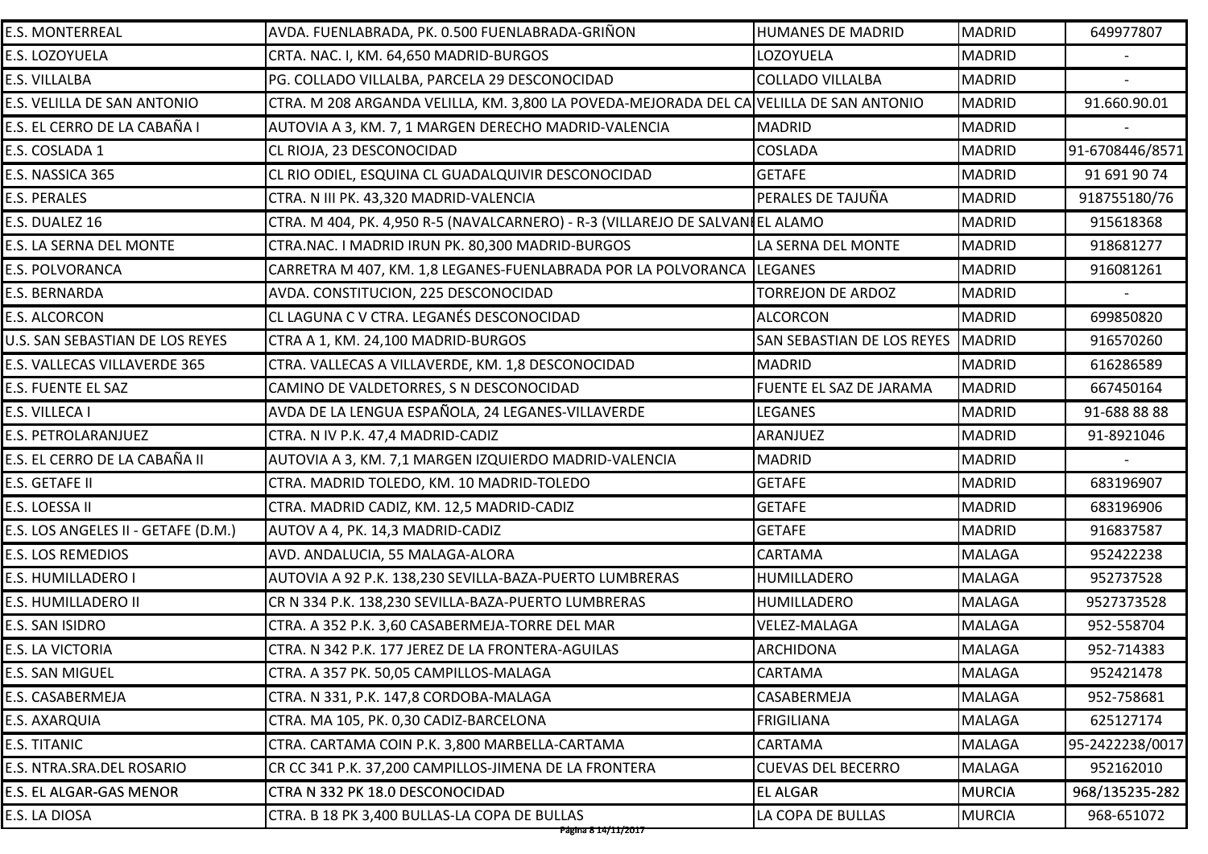| | | | | |
|---|---|---|---|---|
| E.S. MONTERREAL | AVDA. FUENLABRADA, PK. 0.500 FUENLABRADA-GRIÑON | HUMANES DE MADRID | MADRID | 649977807 |
| E.S. LOZOYUELA | CRTA. NAC. I, KM. 64,650 MADRID-BURGOS | LOZOYUELA | MADRID | - |
| E.S. VILLALBA | PG. COLLADO VILLALBA, PARCELA 29 DESCONOCIDAD | COLLADO VILLALBA | MADRID | - |
| E.S. VELILLA DE SAN ANTONIO | CTRA. M 208 ARGANDA VELILLA, KM. 3,800 LA POVEDA-MEJORADA DEL CA | VELILLA DE SAN ANTONIO | MADRID | 91.660.90.01 |
| E.S. EL CERRO DE LA CABAÑA I | AUTOVIA A 3, KM. 7, 1 MARGEN DERECHO MADRID-VALENCIA | MADRID | MADRID | - |
| E.S. COSLADA 1 | CL RIOJA, 23 DESCONOCIDAD | COSLADA | MADRID | 91-6708446/8571 |
| E.S. NASSICA 365 | CL RIO ODIEL, ESQUINA CL GUADALQUIVIR DESCONOCIDAD | GETAFE | MADRID | 91 691 90 74 |
| E.S. PERALES | CTRA. N III PK. 43,320 MADRID-VALENCIA | PERALES DE TAJUÑA | MADRID | 918755180/76 |
| E.S. DUALEZ 16 | CTRA. M 404, PK. 4,950 R-5 (NAVALCARNERO) - R-3 (VILLAREJO DE SALVANE | EL ALAMO | MADRID | 915618368 |
| E.S. LA SERNA DEL MONTE | CTRA.NAC. I MADRID IRUN PK. 80,300 MADRID-BURGOS | LA SERNA DEL MONTE | MADRID | 918681277 |
| E.S. POLVORANCA | CARRETRA M 407, KM. 1,8 LEGANES-FUENLABRADA POR LA POLVORANCA | LEGANES | MADRID | 916081261 |
| E.S. BERNARDA | AVDA. CONSTITUCION, 225 DESCONOCIDAD | TORREJON DE ARDOZ | MADRID | - |
| E.S. ALCORCON | CL LAGUNA C V CTRA. LEGANÉS DESCONOCIDAD | ALCORCON | MADRID | 699850820 |
| U.S. SAN SEBASTIAN DE LOS REYES | CTRA A 1, KM. 24,100 MADRID-BURGOS | SAN SEBASTIAN DE LOS REYES | MADRID | 916570260 |
| E.S. VALLECAS VILLAVERDE 365 | CTRA. VALLECAS A VILLAVERDE, KM. 1,8 DESCONOCIDAD | MADRID | MADRID | 616286589 |
| E.S. FUENTE EL SAZ | CAMINO DE VALDETORRES, S N DESCONOCIDAD | FUENTE EL SAZ DE JARAMA | MADRID | 667450164 |
| E.S. VILLECA I | AVDA DE LA LENGUA ESPAÑOLA, 24 LEGANES-VILLAVERDE | LEGANES | MADRID | 91-688 88 88 |
| E.S. PETROLARANJUEZ | CTRA. N IV P.K. 47,4 MADRID-CADIZ | ARANJUEZ | MADRID | 91-8921046 |
| E.S. EL CERRO DE LA CABAÑA II | AUTOVIA A 3, KM. 7,1 MARGEN IZQUIERDO MADRID-VALENCIA | MADRID | MADRID | - |
| E.S. GETAFE II | CTRA. MADRID TOLEDO, KM. 10 MADRID-TOLEDO | GETAFE | MADRID | 683196907 |
| E.S. LOESSA II | CTRA. MADRID CADIZ, KM. 12,5 MADRID-CADIZ | GETAFE | MADRID | 683196906 |
| E.S. LOS ANGELES II - GETAFE (D.M.) | AUTOV A 4, PK. 14,3 MADRID-CADIZ | GETAFE | MADRID | 916837587 |
| E.S. LOS REMEDIOS | AVD. ANDALUCIA, 55 MALAGA-ALORA | CARTAMA | MALAGA | 952422238 |
| E.S. HUMILLADERO I | AUTOVIA A 92 P.K. 138,230 SEVILLA-BAZA-PUERTO LUMBRERAS | HUMILLADERO | MALAGA | 952737528 |
| E.S. HUMILLADERO II | CR N 334 P.K. 138,230 SEVILLA-BAZA-PUERTO LUMBRERAS | HUMILLADERO | MALAGA | 9527373528 |
| E.S. SAN ISIDRO | CTRA. A 352 P.K. 3,60 CASABERMEJA-TORRE DEL MAR | VELEZ-MALAGA | MALAGA | 952-558704 |
| E.S. LA VICTORIA | CTRA. N 342 P.K. 177 JEREZ DE LA FRONTERA-AGUILAS | ARCHIDONA | MALAGA | 952-714383 |
| E.S. SAN MIGUEL | CTRA. A 357 PK. 50,05 CAMPILLOS-MALAGA | CARTAMA | MALAGA | 952421478 |
| E.S. CASABERMEJA | CTRA. N 331, P.K. 147,8 CORDOBA-MALAGA | CASABERMEJA | MALAGA | 952-758681 |
| E.S. AXARQUIA | CTRA. MA 105, PK. 0,30 CADIZ-BARCELONA | FRIGILIANA | MALAGA | 625127174 |
| E.S. TITANIC | CTRA. CARTAMA COIN P.K. 3,800 MARBELLA-CARTAMA | CARTAMA | MALAGA | 95-2422238/0017 |
| E.S. NTRA.SRA.DEL ROSARIO | CR CC 341 P.K. 37,200 CAMPILLOS-JIMENA DE LA FRONTERA | CUEVAS DEL BECERRO | MALAGA | 952162010 |
| E.S. EL ALGAR-GAS MENOR | CTRA N 332 PK 18.0 DESCONOCIDAD | EL ALGAR | MURCIA | 968/135235-282 |
| E.S. LA DIOSA | CTRA. B 18 PK 3,400 BULLAS-LA COPA DE BULLAS | LA COPA DE BULLAS | MURCIA | 968-651072 |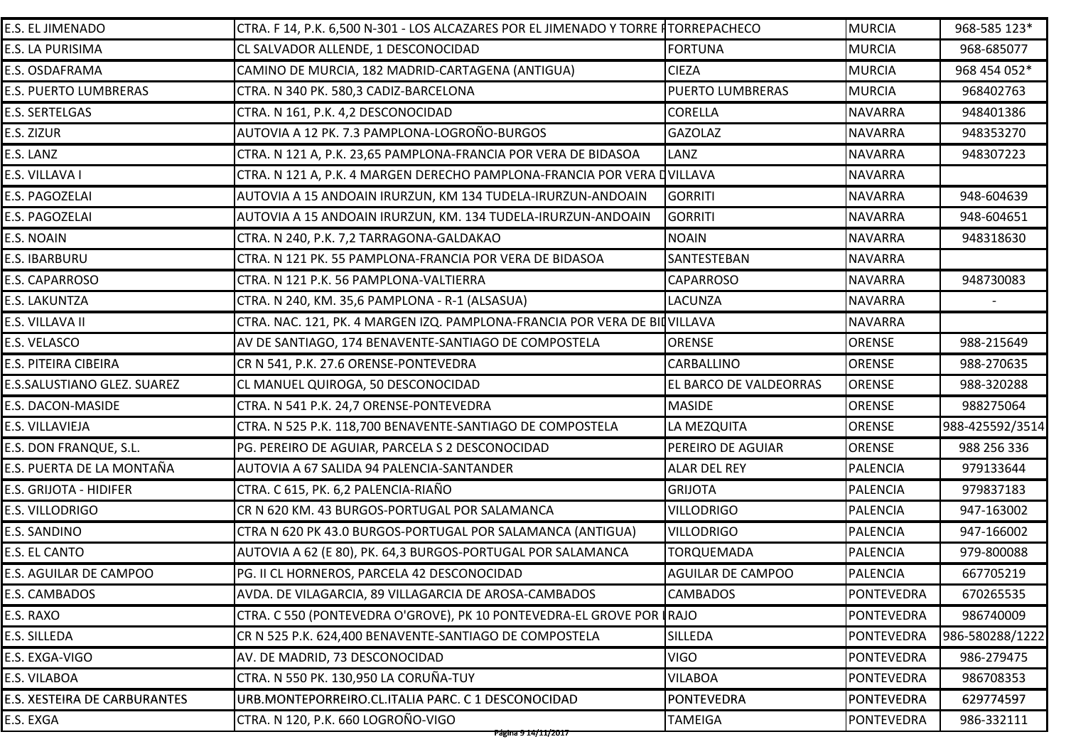| | | | | |
|---|---|---|---|---|
| E.S. EL JIMENADO | CTRA. F 14, P.K. 6,500 N-301 - LOS ALCAZARES POR EL JIMENADO Y TORRE P | TORREPACHECO | MURCIA | 968-585 123* |
| E.S. LA PURISIMA | CL SALVADOR ALLENDE, 1 DESCONOCIDAD | FORTUNA | MURCIA | 968-685077 |
| E.S. OSDAFRAMA | CAMINO DE MURCIA, 182 MADRID-CARTAGENA (ANTIGUA) | CIEZA | MURCIA | 968 454 052* |
| E.S. PUERTO LUMBRERAS | CTRA. N 340 PK. 580,3 CADIZ-BARCELONA | PUERTO LUMBRERAS | MURCIA | 968402763 |
| E.S. SERTELGAS | CTRA. N 161, P.K. 4,2 DESCONOCIDAD | CORELLA | NAVARRA | 948401386 |
| E.S. ZIZUR | AUTOVIA A 12 PK. 7.3 PAMPLONA-LOGROÑO-BURGOS | GAZOLAZ | NAVARRA | 948353270 |
| E.S. LANZ | CTRA. N 121 A, P.K. 23,65 PAMPLONA-FRANCIA POR VERA DE BIDASOA | LANZ | NAVARRA | 948307223 |
| E.S. VILLAVA I | CTRA. N 121 A, P.K. 4 MARGEN DERECHO PAMPLONA-FRANCIA POR VERA D | VILLAVA | NAVARRA | |
| E.S. PAGOZELAI | AUTOVIA A 15 ANDOAIN IRURZUN, KM 134 TUDELA-IRURZUN-ANDOAIN | GORRITI | NAVARRA | 948-604639 |
| E.S. PAGOZELAI | AUTOVIA A 15 ANDOAIN IRURZUN, KM. 134 TUDELA-IRURZUN-ANDOAIN | GORRITI | NAVARRA | 948-604651 |
| E.S. NOAIN | CTRA. N 240, P.K. 7,2 TARRAGONA-GALDAKAO | NOAIN | NAVARRA | 948318630 |
| E.S. IBARBURU | CTRA. N 121 PK. 55 PAMPLONA-FRANCIA POR VERA DE BIDASOA | SANTESTEBAN | NAVARRA | |
| E.S. CAPARROSO | CTRA. N 121 P.K. 56 PAMPLONA-VALTIERRA | CAPARROSO | NAVARRA | 948730083 |
| E.S. LAKUNTZA | CTRA. N 240, KM. 35,6 PAMPLONA - R-1 (ALSASUA) | LACUNZA | NAVARRA | - |
| E.S. VILLAVA II | CTRA. NAC. 121, PK. 4 MARGEN IZQ. PAMPLONA-FRANCIA POR VERA DE BII | VILLAVA | NAVARRA | |
| E.S. VELASCO | AV DE SANTIAGO, 174 BENAVENTE-SANTIAGO DE COMPOSTELA | ORENSE | ORENSE | 988-215649 |
| E.S. PITEIRA CIBEIRA | CR N 541, P.K. 27.6 ORENSE-PONTEVEDRA | CARBALLINO | ORENSE | 988-270635 |
| E.S.SALUSTIANO GLEZ. SUAREZ | CL MANUEL QUIROGA, 50 DESCONOCIDAD | EL BARCO DE VALDEORRAS | ORENSE | 988-320288 |
| E.S. DACON-MASIDE | CTRA. N 541 P.K. 24,7 ORENSE-PONTEVEDRA | MASIDE | ORENSE | 988275064 |
| E.S. VILLAVIEJA | CTRA. N 525 P.K. 118,700 BENAVENTE-SANTIAGO DE COMPOSTELA | LA MEZQUITA | ORENSE | 988-425592/3514 |
| E.S. DON FRANQUE, S.L. | PG. PEREIRO DE AGUIAR, PARCELA S 2 DESCONOCIDAD | PEREIRO DE AGUIAR | ORENSE | 988 256 336 |
| E.S. PUERTA DE LA MONTAÑA | AUTOVIA A 67 SALIDA 94 PALENCIA-SANTANDER | ALAR DEL REY | PALENCIA | 979133644 |
| E.S. GRIJOTA - HIDIFER | CTRA. C 615, PK. 6,2 PALENCIA-RIAÑO | GRIJOTA | PALENCIA | 979837183 |
| E.S. VILLODRIGO | CR N 620 KM. 43 BURGOS-PORTUGAL POR SALAMANCA | VILLODRIGO | PALENCIA | 947-163002 |
| E.S. SANDINO | CTRA N 620 PK 43.0 BURGOS-PORTUGAL POR SALAMANCA (ANTIGUA) | VILLODRIGO | PALENCIA | 947-166002 |
| E.S. EL CANTO | AUTOVIA A 62 (E 80), PK. 64,3 BURGOS-PORTUGAL POR SALAMANCA | TORQUEMADA | PALENCIA | 979-800088 |
| E.S. AGUILAR DE CAMPOO | PG. II CL HORNEROS, PARCELA 42 DESCONOCIDAD | AGUILAR DE CAMPOO | PALENCIA | 667705219 |
| E.S. CAMBADOS | AVDA. DE VILAGARCIA, 89 VILLAGARCIA DE AROSA-CAMBADOS | CAMBADOS | PONTEVEDRA | 670265535 |
| E.S. RAXO | CTRA. C 550 (PONTEVEDRA O'GROVE), PK 10 PONTEVEDRA-EL GROVE POR I | RAJO | PONTEVEDRA | 986740009 |
| E.S. SILLEDA | CR N 525 P.K. 624,400 BENAVENTE-SANTIAGO DE COMPOSTELA | SILLEDA | PONTEVEDRA | 986-580288/1222 |
| E.S. EXGA-VIGO | AV. DE MADRID, 73 DESCONOCIDAD | VIGO | PONTEVEDRA | 986-279475 |
| E.S. VILABOA | CTRA. N 550 PK. 130,950 LA CORUÑA-TUY | VILABOA | PONTEVEDRA | 986708353 |
| E.S. XESTEIRA DE CARBURANTES | URB.MONTEPORREIRO.CL.ITALIA PARC. C 1 DESCONOCIDAD | PONTEVEDRA | PONTEVEDRA | 629774597 |
| E.S. EXGA | CTRA. N 120, P.K. 660 LOGROÑO-VIGO | TAMEIGA | PONTEVEDRA | 986-332111 |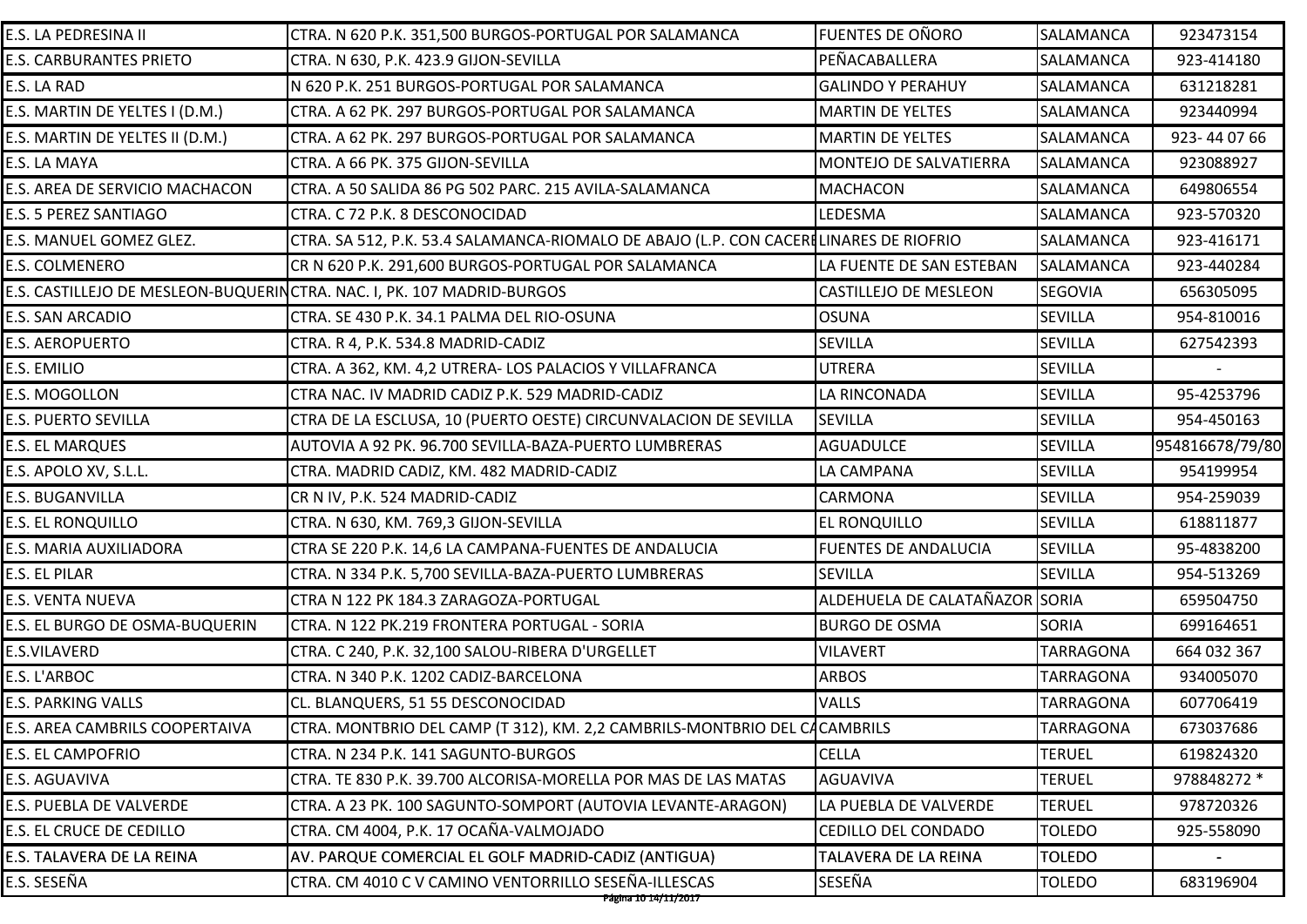| E.S. LA PEDRESINA II | CTRA. N 620 P.K. 351,500 BURGOS-PORTUGAL POR SALAMANCA | FUENTES DE OÑORO | SALAMANCA | 923473154 |
|---|---|---|---|---|
| E.S. CARBURANTES PRIETO | CTRA. N 630, P.K. 423.9 GIJON-SEVILLA | PEÑACABALLERA | SALAMANCA | 923-414180 |
| E.S. LA RAD | N 620 P.K. 251 BURGOS-PORTUGAL POR SALAMANCA | GALINDO Y PERAHUY | SALAMANCA | 631218281 |
| E.S. MARTIN DE YELTES I (D.M.) | CTRA. A 62 PK. 297 BURGOS-PORTUGAL POR SALAMANCA | MARTIN DE YELTES | SALAMANCA | 923440994 |
| E.S. MARTIN DE YELTES II (D.M.) | CTRA. A 62 PK. 297 BURGOS-PORTUGAL POR SALAMANCA | MARTIN DE YELTES | SALAMANCA | 923- 44 07 66 |
| E.S. LA MAYA | CTRA. A 66 PK. 375 GIJON-SEVILLA | MONTEJO DE SALVATIERRA | SALAMANCA | 923088927 |
| E.S. AREA DE SERVICIO MACHACON | CTRA. A 50 SALIDA 86 PG 502 PARC. 215 AVILA-SALAMANCA | MACHACON | SALAMANCA | 649806554 |
| E.S. 5 PEREZ SANTIAGO | CTRA. C 72 P.K. 8 DESCONOCIDAD | LEDESMA | SALAMANCA | 923-570320 |
| E.S. MANUEL GOMEZ GLEZ. | CTRA. SA 512, P.K. 53.4 SALAMANCA-RIOMALO DE ABAJO (L.P. CON CACERE | LINARES DE RIOFRIO | SALAMANCA | 923-416171 |
| E.S. COLMENERO | CR N 620 P.K. 291,600 BURGOS-PORTUGAL POR SALAMANCA | LA FUENTE DE SAN ESTEBAN | SALAMANCA | 923-440284 |
| E.S. CASTILLEJO DE MESLEON-BUQUERIN | CTRA. NAC. I, PK. 107 MADRID-BURGOS | CASTILLEJO DE MESLEON | SEGOVIA | 656305095 |
| E.S. SAN ARCADIO | CTRA. SE 430 P.K. 34.1 PALMA DEL RIO-OSUNA | OSUNA | SEVILLA | 954-810016 |
| E.S. AEROPUERTO | CTRA. R 4, P.K. 534.8 MADRID-CADIZ | SEVILLA | SEVILLA | 627542393 |
| E.S. EMILIO | CTRA. A 362, KM. 4,2 UTRERA- LOS PALACIOS Y VILLAFRANCA | UTRERA | SEVILLA | - |
| E.S. MOGOLLON | CTRA NAC. IV MADRID CADIZ P.K. 529 MADRID-CADIZ | LA RINCONADA | SEVILLA | 95-4253796 |
| E.S. PUERTO SEVILLA | CTRA DE LA ESCLUSA, 10 (PUERTO OESTE) CIRCUNVALACION DE SEVILLA | SEVILLA | SEVILLA | 954-450163 |
| E.S. EL MARQUES | AUTOVIA A 92 PK. 96.700 SEVILLA-BAZA-PUERTO LUMBRERAS | AGUADULCE | SEVILLA | 954816678/79/80 |
| E.S. APOLO XV, S.L.L. | CTRA. MADRID CADIZ, KM. 482 MADRID-CADIZ | LA CAMPANA | SEVILLA | 954199954 |
| E.S. BUGANVILLA | CR N IV, P.K. 524 MADRID-CADIZ | CARMONA | SEVILLA | 954-259039 |
| E.S. EL RONQUILLO | CTRA. N 630, KM. 769,3 GIJON-SEVILLA | EL RONQUILLO | SEVILLA | 618811877 |
| E.S. MARIA AUXILIADORA | CTRA SE 220 P.K. 14,6 LA CAMPANA-FUENTES DE ANDALUCIA | FUENTES DE ANDALUCIA | SEVILLA | 95-4838200 |
| E.S. EL PILAR | CTRA. N 334 P.K. 5,700 SEVILLA-BAZA-PUERTO LUMBRERAS | SEVILLA | SEVILLA | 954-513269 |
| E.S. VENTA NUEVA | CTRA N 122 PK 184.3 ZARAGOZA-PORTUGAL | ALDEHUELA DE CALATAÑAZOR | SORIA | 659504750 |
| E.S. EL BURGO DE OSMA-BUQUERIN | CTRA. N 122 PK.219 FRONTERA PORTUGAL - SORIA | BURGO DE OSMA | SORIA | 699164651 |
| E.S.VILAVERD | CTRA. C 240, P.K. 32,100 SALOU-RIBERA D'URGELLET | VILAVERT | TARRAGONA | 664 032 367 |
| E.S. L'ARBOC | CTRA. N 340 P.K. 1202 CADIZ-BARCELONA | ARBOS | TARRAGONA | 934005070 |
| E.S. PARKING VALLS | CL. BLANQUERS, 51 55 DESCONOCIDAD | VALLS | TARRAGONA | 607706419 |
| E.S. AREA CAMBRILS COOPERTAIVA | CTRA. MONTBRIO DEL CAMP (T 312), KM. 2,2 CAMBRILS-MONTBRIO DEL CA | CAMBRILS | TARRAGONA | 673037686 |
| E.S. EL CAMPOFRIO | CTRA. N 234 P.K. 141 SAGUNTO-BURGOS | CELLA | TERUEL | 619824320 |
| E.S. AGUAVIVA | CTRA. TE 830 P.K. 39.700 ALCORISA-MORELLA POR MAS DE LAS MATAS | AGUAVIVA | TERUEL | 978848272 * |
| E.S. PUEBLA DE VALVERDE | CTRA. A 23 PK. 100 SAGUNTO-SOMPORT (AUTOVIA LEVANTE-ARAGON) | LA PUEBLA DE VALVERDE | TERUEL | 978720326 |
| E.S. EL CRUCE DE CEDILLO | CTRA. CM 4004, P.K. 17 OCAÑA-VALMOJADO | CEDILLO DEL CONDADO | TOLEDO | 925-558090 |
| E.S. TALAVERA DE LA REINA | AV. PARQUE COMERCIAL EL GOLF MADRID-CADIZ (ANTIGUA) | TALAVERA DE LA REINA | TOLEDO | - |
| E.S. SESEÑA | CTRA. CM 4010 C V CAMINO VENTORRILLO SESEÑA-ILLESCAS | SESEÑA | TOLEDO | 683196904 |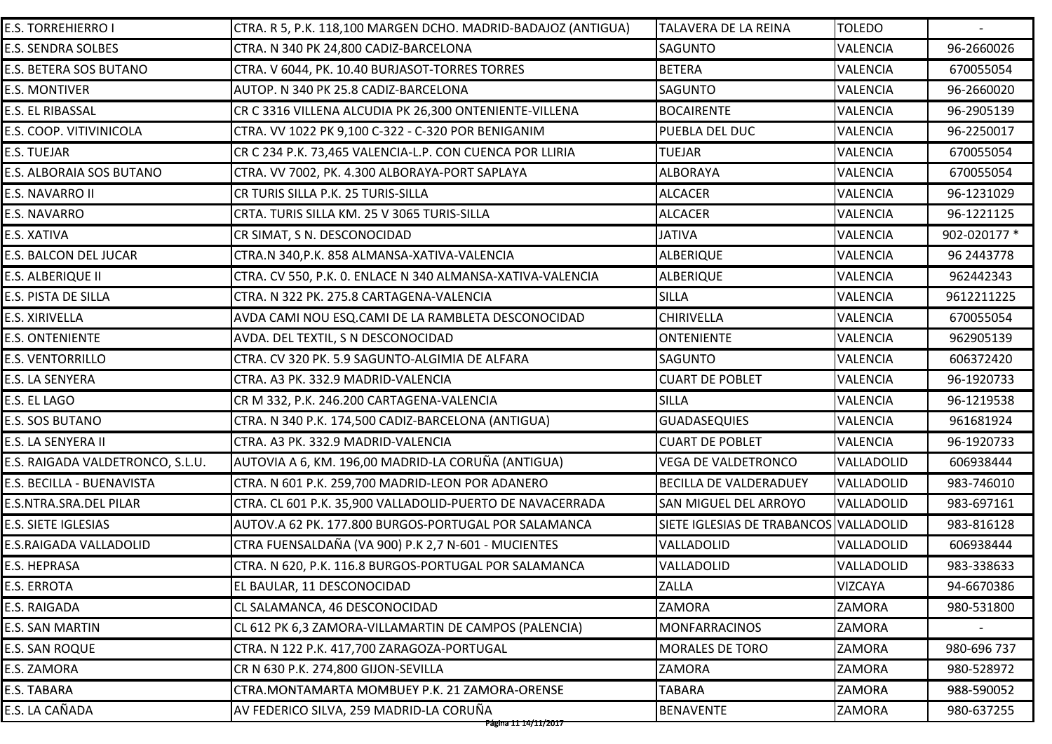| | | | | |
|---|---|---|---|---|
| E.S. TORREHIERRO I | CTRA. R 5, P.K. 118,100 MARGEN DCHO. MADRID-BADAJOZ (ANTIGUA) | TALAVERA DE LA REINA | TOLEDO | - |
| E.S. SENDRA SOLBES | CTRA. N 340 PK 24,800 CADIZ-BARCELONA | SAGUNTO | VALENCIA | 96-2660026 |
| E.S. BETERA SOS BUTANO | CTRA. V 6044, PK. 10.40 BURJASOT-TORRES TORRES | BETERA | VALENCIA | 670055054 |
| E.S. MONTIVER | AUTOP. N 340 PK 25.8 CADIZ-BARCELONA | SAGUNTO | VALENCIA | 96-2660020 |
| E.S. EL RIBASSAL | CR C 3316 VILLENA ALCUDIA PK 26,300 ONTENIENTE-VILLENA | BOCAIRENTE | VALENCIA | 96-2905139 |
| E.S. COOP. VITIVINICOLA | CTRA. VV 1022 PK 9,100 C-322 - C-320 POR BENIGANIM | PUEBLA DEL DUC | VALENCIA | 96-2250017 |
| E.S. TUEJAR | CR C 234 P.K. 73,465 VALENCIA-L.P. CON CUENCA POR LLIRIA | TUEJAR | VALENCIA | 670055054 |
| E.S. ALBORAIA SOS BUTANO | CTRA. VV 7002, PK. 4.300 ALBORAYA-PORT SAPLAYA | ALBORAYA | VALENCIA | 670055054 |
| E.S. NAVARRO II | CR TURIS SILLA P.K. 25 TURIS-SILLA | ALCACER | VALENCIA | 96-1231029 |
| E.S. NAVARRO | CRTA. TURIS SILLA KM. 25 V 3065 TURIS-SILLA | ALCACER | VALENCIA | 96-1221125 |
| E.S. XATIVA | CR SIMAT, S N. DESCONOCIDAD | JATIVA | VALENCIA | 902-020177 * |
| E.S. BALCON DEL JUCAR | CTRA.N 340,P.K. 858 ALMANSA-XATIVA-VALENCIA | ALBERIQUE | VALENCIA | 96 2443778 |
| E.S. ALBERIQUE II | CTRA. CV 550, P.K. 0. ENLACE N 340 ALMANSA-XATIVA-VALENCIA | ALBERIQUE | VALENCIA | 962442343 |
| E.S. PISTA DE SILLA | CTRA. N 322 PK. 275.8 CARTAGENA-VALENCIA | SILLA | VALENCIA | 9612211225 |
| E.S. XIRIVELLA | AVDA CAMI NOU ESQ.CAMI DE LA RAMBLETA DESCONOCIDAD | CHIRIVELLA | VALENCIA | 670055054 |
| E.S. ONTENIENTE | AVDA. DEL TEXTIL, S N DESCONOCIDAD | ONTENIENTE | VALENCIA | 962905139 |
| E.S. VENTORRILLO | CTRA. CV 320 PK. 5.9 SAGUNTO-ALGIMIA DE ALFARA | SAGUNTO | VALENCIA | 606372420 |
| E.S. LA SENYERA | CTRA. A3 PK. 332.9 MADRID-VALENCIA | CUART DE POBLET | VALENCIA | 96-1920733 |
| E.S. EL LAGO | CR M 332, P.K. 246.200 CARTAGENA-VALENCIA | SILLA | VALENCIA | 96-1219538 |
| E.S. SOS BUTANO | CTRA. N 340 P.K. 174,500 CADIZ-BARCELONA (ANTIGUA) | GUADASEQUIES | VALENCIA | 961681924 |
| E.S. LA SENYERA II | CTRA. A3 PK. 332.9 MADRID-VALENCIA | CUART DE POBLET | VALENCIA | 96-1920733 |
| E.S. RAIGADA VALDETRONCO, S.L.U. | AUTOVIA A 6, KM. 196,00 MADRID-LA CORUÑA (ANTIGUA) | VEGA DE VALDETRONCO | VALLADOLID | 606938444 |
| E.S. BECILLA - BUENAVISTA | CTRA. N 601 P.K. 259,700 MADRID-LEON POR ADANERO | BECILLA DE VALDERADUEY | VALLADOLID | 983-746010 |
| E.S.NTRA.SRA.DEL PILAR | CTRA. CL 601 P.K. 35,900 VALLADOLID-PUERTO DE NAVACERRADA | SAN MIGUEL DEL ARROYO | VALLADOLID | 983-697161 |
| E.S. SIETE IGLESIAS | AUTOV.A 62 PK. 177.800 BURGOS-PORTUGAL POR SALAMANCA | SIETE IGLESIAS DE TRABANCOS | VALLADOLID | 983-816128 |
| E.S.RAIGADA VALLADOLID | CTRA FUENSALDAÑA (VA 900) P.K 2,7 N-601 - MUCIENTES | VALLADOLID | VALLADOLID | 606938444 |
| E.S. HEPRASA | CTRA. N 620, P.K. 116.8 BURGOS-PORTUGAL POR SALAMANCA | VALLADOLID | VALLADOLID | 983-338633 |
| E.S. ERROTA | EL BAULAR, 11 DESCONOCIDAD | ZALLA | VIZCAYA | 94-6670386 |
| E.S. RAIGADA | CL SALAMANCA, 46 DESCONOCIDAD | ZAMORA | ZAMORA | 980-531800 |
| E.S. SAN MARTIN | CL 612 PK 6,3 ZAMORA-VILLAMARTIN DE CAMPOS (PALENCIA) | MONFARRACINOS | ZAMORA | - |
| E.S. SAN ROQUE | CTRA. N 122 P.K. 417,700 ZARAGOZA-PORTUGAL | MORALES DE TORO | ZAMORA | 980-696 737 |
| E.S. ZAMORA | CR N 630 P.K. 274,800 GIJON-SEVILLA | ZAMORA | ZAMORA | 980-528972 |
| E.S. TABARA | CTRA.MONTAMARTA MOMBUEY P.K. 21 ZAMORA-ORENSE | TABARA | ZAMORA | 988-590052 |
| E.S. LA CAÑADA | AV FEDERICO SILVA, 259 MADRID-LA CORUÑA | BENAVENTE | ZAMORA | 980-637255 |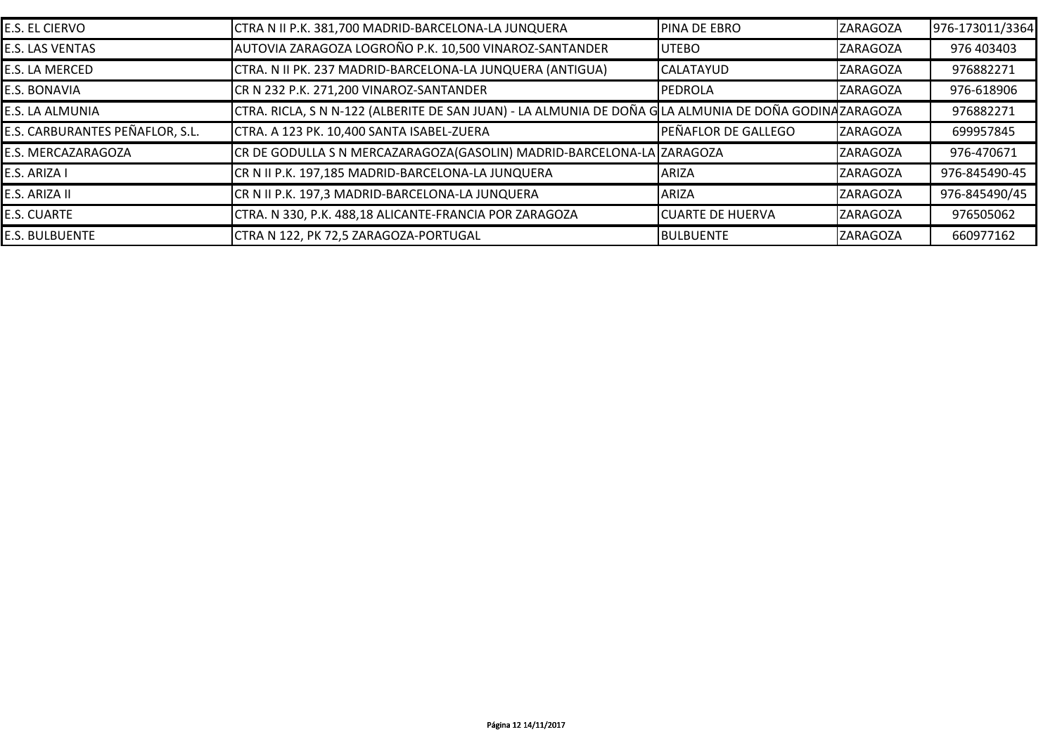| | | | | |
|---|---|---|---|---|
| E.S. EL CIERVO | CTRA N II P.K. 381,700 MADRID-BARCELONA-LA JUNQUERA | PINA DE EBRO | ZARAGOZA | 976-173011/3364 |
| E.S. LAS VENTAS | AUTOVIA ZARAGOZA LOGROÑO P.K. 10,500 VINAROZ-SANTANDER | UTEBO | ZARAGOZA | 976 403403 |
| E.S. LA MERCED | CTRA. N II PK. 237 MADRID-BARCELONA-LA JUNQUERA (ANTIGUA) | CALATAYUD | ZARAGOZA | 976882271 |
| E.S. BONAVIA | CR N 232 P.K. 271,200 VINAROZ-SANTANDER | PEDROLA | ZARAGOZA | 976-618906 |
| E.S. LA ALMUNIA | CTRA. RICLA, S N N-122 (ALBERITE DE SAN JUAN) - LA ALMUNIA DE DOÑA G | LA ALMUNIA DE DOÑA GODINA | ZARAGOZA | 976882271 |
| E.S. CARBURANTES PEÑAFLOR, S.L. | CTRA. A 123 PK. 10,400 SANTA ISABEL-ZUERA | PEÑAFLOR DE GALLEGO | ZARAGOZA | 699957845 |
| E.S. MERCAZARAGOZA | CR DE GODULLA S N MERCAZARAGOZA(GASOLIN) MADRID-BARCELONA-LA | ZARAGOZA | ZARAGOZA | 976-470671 |
| E.S. ARIZA I | CR N II P.K. 197,185 MADRID-BARCELONA-LA JUNQUERA | ARIZA | ZARAGOZA | 976-845490-45 |
| E.S. ARIZA II | CR N II P.K. 197,3 MADRID-BARCELONA-LA JUNQUERA | ARIZA | ZARAGOZA | 976-845490/45 |
| E.S. CUARTE | CTRA. N 330, P.K. 488,18 ALICANTE-FRANCIA POR ZARAGOZA | CUARTE DE HUERVA | ZARAGOZA | 976505062 |
| E.S. BULBUENTE | CTRA N 122, PK 72,5 ZARAGOZA-PORTUGAL | BULBUENTE | ZARAGOZA | 660977162 |